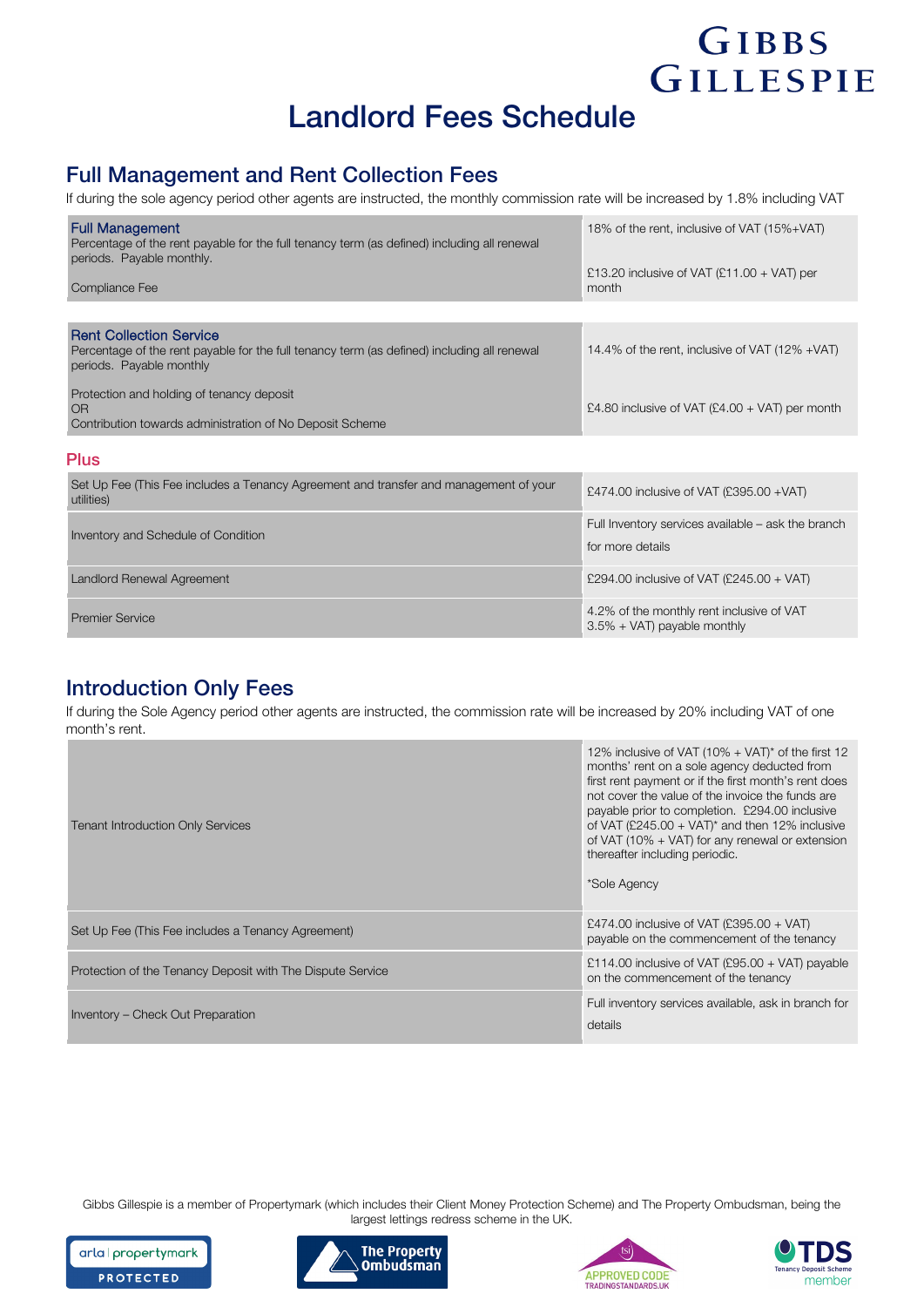GIBBS GILLESPIE

# Landlord Fees Schedule

## Full Management and Rent Collection Fees

If during the sole agency period other agents are instructed, the monthly commission rate will be increased by 1.8% including VAT

| | |
|---|---|
| **Full Management**<br>Percentage of the rent payable for the full tenancy term (as defined) including all renewal periods. Payable monthly. | 18% of the rent, inclusive of VAT (15%+VAT) |
| Compliance Fee | £13.20 inclusive of VAT (£11.00 + VAT) per month |

| | |
|---|---|
| **Rent Collection Service**<br>Percentage of the rent payable for the full tenancy term (as defined) including all renewal periods. Payable monthly | 14.4% of the rent, inclusive of VAT (12% +VAT) |
| Protection and holding of tenancy deposit<br>OR<br>Contribution towards administration of No Deposit Scheme | £4.80 inclusive of VAT (£4.00 + VAT) per month |

### Plus

| | |
|---|---|
| Set Up Fee (This Fee includes a Tenancy Agreement and transfer and management of your utilities) | £474.00 inclusive of VAT (£395.00 +VAT) |
| Inventory and Schedule of Condition | Full Inventory services available – ask the branch for more details |
| Landlord Renewal Agreement | £294.00 inclusive of VAT (£245.00 + VAT) |
| Premier Service | 4.2% of the monthly rent inclusive of VAT 3.5% + VAT) payable monthly |

## Introduction Only Fees

If during the Sole Agency period other agents are instructed, the commission rate will be increased by 20% including VAT of one month's rent.

| | |
|---|---|
| Tenant Introduction Only Services | 12% inclusive of VAT (10% + VAT)* of the first 12 months' rent on a sole agency deducted from first rent payment or if the first month's rent does not cover the value of the invoice the funds are payable prior to completion. £294.00 inclusive of VAT (£245.00 + VAT)* and then 12% inclusive of VAT (10% + VAT) for any renewal or extension thereafter including periodic.<br><br>*Sole Agency |
| Set Up Fee (This Fee includes a Tenancy Agreement) | £474.00 inclusive of VAT (£395.00 + VAT) payable on the commencement of the tenancy |
| Protection of the Tenancy Deposit with The Dispute Service | £114.00 inclusive of VAT (£95.00 + VAT) payable on the commencement of the tenancy |
| Inventory – Check Out Preparation | Full inventory services available, ask in branch for details |

Gibbs Gillespie is a member of Propertymark (which includes their Client Money Protection Scheme) and The Property Ombudsman, being the largest lettings redress scheme in the UK.

arla | propertymark PROTECTED — The Property Ombudsman — tsi APPROVED CODE TRADINGSTANDARDS.UK — TDS Tenancy Deposit Scheme member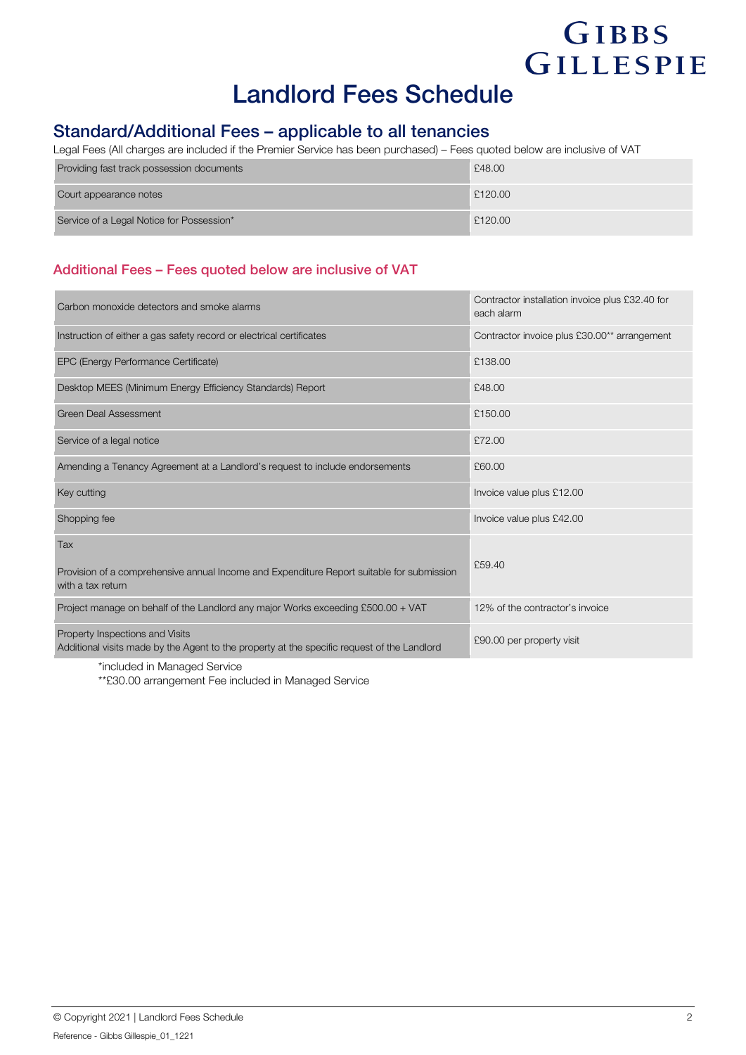# Landlord Fees Schedule

## Standard/Additional Fees – applicable to all tenancies

Legal Fees (All charges are included if the Premier Service has been purchased) – Fees quoted below are inclusive of VAT

| | |
|---|---|
| Providing fast track possession documents | £48.00 |
| Court appearance notes | £120.00 |
| Service of a Legal Notice for Possession* | £120.00 |

### Additional Fees – Fees quoted below are inclusive of VAT

| | |
|---|---|
| Carbon monoxide detectors and smoke alarms | Contractor installation invoice plus £32.40 for each alarm |
| Instruction of either a gas safety record or electrical certificates | Contractor invoice plus £30.00** arrangement |
| EPC (Energy Performance Certificate) | £138.00 |
| Desktop MEES (Minimum Energy Efficiency Standards) Report | £48.00 |
| Green Deal Assessment | £150.00 |
| Service of a legal notice | £72.00 |
| Amending a Tenancy Agreement at a Landlord's request to include endorsements | £60.00 |
| Key cutting | Invoice value plus £12.00 |
| Shopping fee | Invoice value plus £42.00 |
| Tax<br><br>Provision of a comprehensive annual Income and Expenditure Report suitable for submission with a tax return | £59.40 |
| Project manage on behalf of the Landlord any major Works exceeding £500.00 + VAT | 12% of the contractor's invoice |
| Property Inspections and Visits<br>Additional visits made by the Agent to the property at the specific request of the Landlord | £90.00 per property visit |

*included in Managed Service

**£30.00 arrangement Fee included in Managed Service

© Copyright 2021 | Landlord Fees Schedule

Reference - Gibbs Gillespie_01_1221